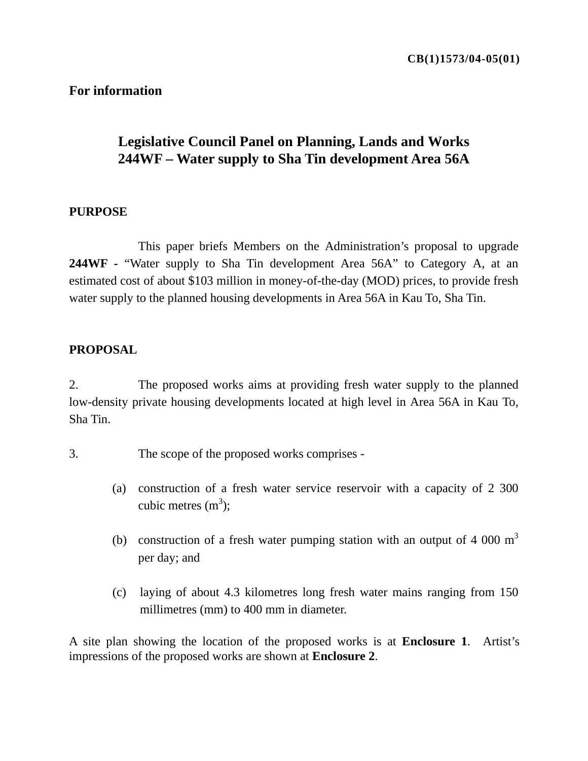**CB(1)1573/04-05(01)**

**For information**

# Legislative Council Panel on Planning, Lands and Works
# 244WF – Water supply to Sha Tin development Area 56A

## PURPOSE

This paper briefs Members on the Administration's proposal to upgrade **244WF** - "Water supply to Sha Tin development Area 56A" to Category A, at an estimated cost of about $103 million in money-of-the-day (MOD) prices, to provide fresh water supply to the planned housing developments in Area 56A in Kau To, Sha Tin.

## PROPOSAL

2. The proposed works aims at providing fresh water supply to the planned low-density private housing developments located at high level in Area 56A in Kau To, Sha Tin.

3. The scope of the proposed works comprises -

(a) construction of a fresh water service reservoir with a capacity of 2 300 cubic metres ($m^3$);

(b) construction of a fresh water pumping station with an output of 4 000 $m^3$ per day; and

(c) laying of about 4.3 kilometres long fresh water mains ranging from 150 millimetres (mm) to 400 mm in diameter.

A site plan showing the location of the proposed works is at **Enclosure 1**. Artist's impressions of the proposed works are shown at **Enclosure 2**.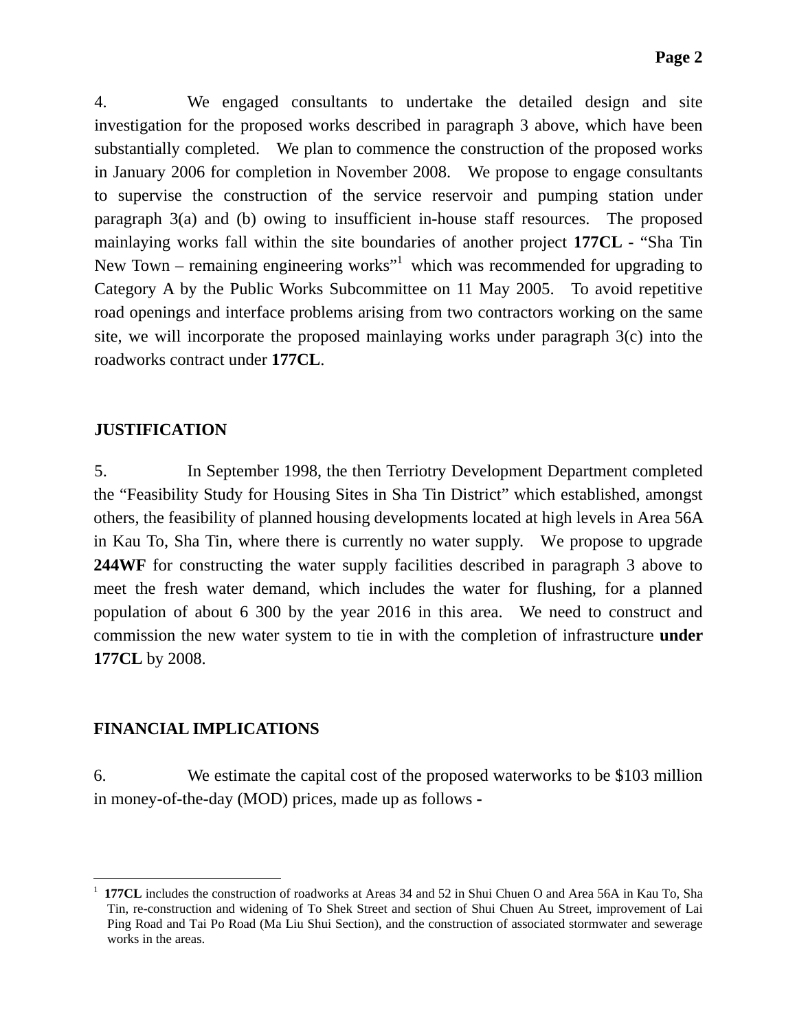4. We engaged consultants to undertake the detailed design and site investigation for the proposed works described in paragraph 3 above, which have been substantially completed. We plan to commence the construction of the proposed works in January 2006 for completion in November 2008. We propose to engage consultants to supervise the construction of the service reservoir and pumping station under paragraph 3(a) and (b) owing to insufficient in-house staff resources. The proposed mainlaying works fall within the site boundaries of another project **177CL -** "Sha Tin New Town – remaining engineering works"[1] which was recommended for upgrading to Category A by the Public Works Subcommittee on 11 May 2005. To avoid repetitive road openings and interface problems arising from two contractors working on the same site, we will incorporate the proposed mainlaying works under paragraph 3(c) into the roadworks contract under **177CL**.

## JUSTIFICATION

5. In September 1998, the then Terriotry Development Department completed the "Feasibility Study for Housing Sites in Sha Tin District" which established, amongst others, the feasibility of planned housing developments located at high levels in Area 56A in Kau To, Sha Tin, where there is currently no water supply. We propose to upgrade **244WF** for constructing the water supply facilities described in paragraph 3 above to meet the fresh water demand, which includes the water for flushing, for a planned population of about 6 300 by the year 2016 in this area. We need to construct and commission the new water system to tie in with the completion of infrastructure **under 177CL** by 2008.

## FINANCIAL IMPLICATIONS

6. We estimate the capital cost of the proposed waterworks to be $103 million in money-of-the-day (MOD) prices, made up as follows -

---

[1] **177CL** includes the construction of roadworks at Areas 34 and 52 in Shui Chuen O and Area 56A in Kau To, Sha Tin, re-construction and widening of To Shek Street and section of Shui Chuen Au Street, improvement of Lai Ping Road and Tai Po Road (Ma Liu Shui Section), and the construction of associated stormwater and sewerage works in the areas.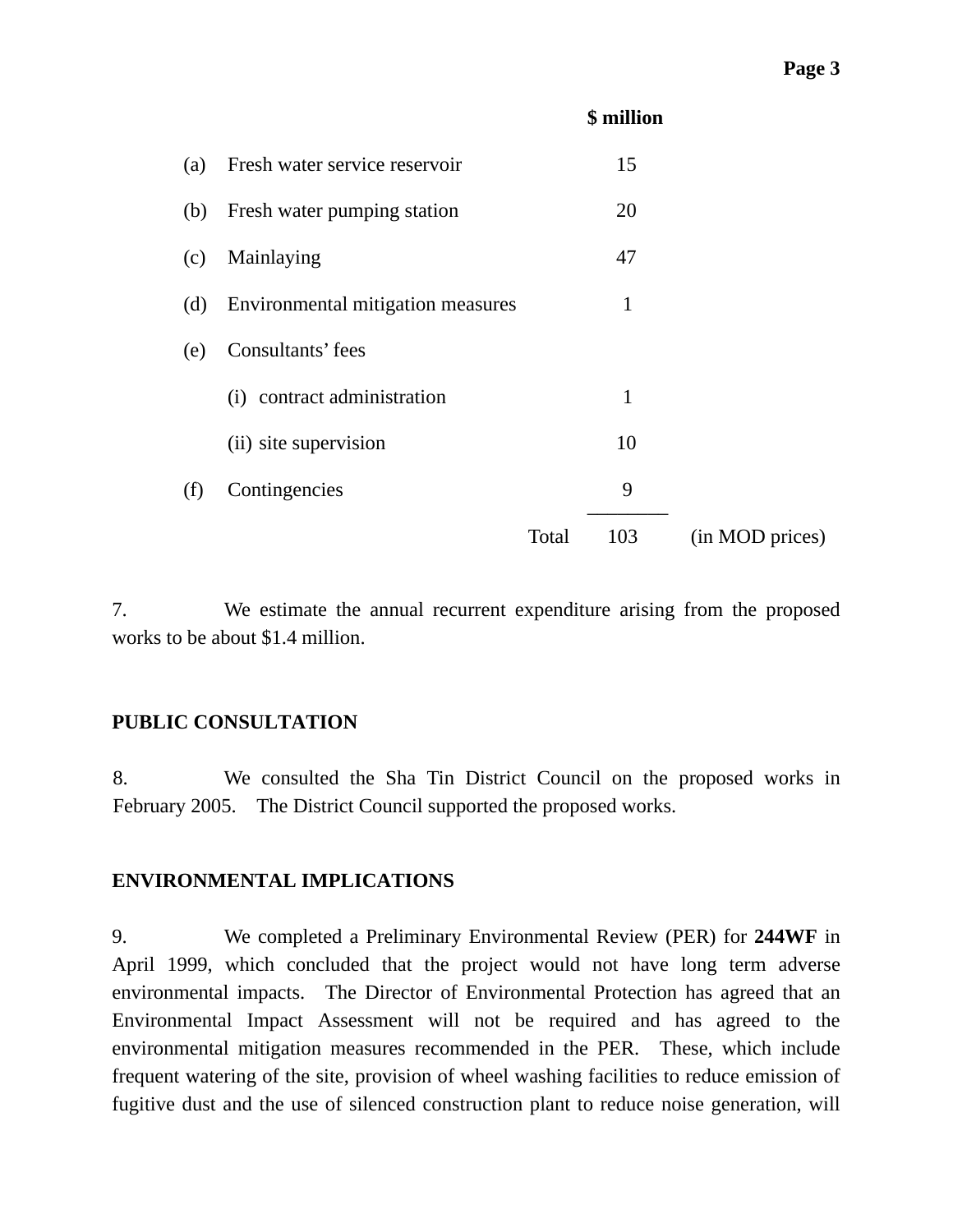| | | $ million | |
|---|---|---|---|
| (a) | Fresh water service reservoir | 15 | |
| (b) | Fresh water pumping station | 20 | |
| (c) | Mainlaying | 47 | |
| (d) | Environmental mitigation measures | 1 | |
| (e) | Consultants' fees | | |
| | (i) contract administration | 1 | |
| | (ii) site supervision | 10 | |
| (f) | Contingencies | 9 | |
| | Total | 103 | (in MOD prices) |

7. We estimate the annual recurrent expenditure arising from the proposed works to be about $1.4 million.

## PUBLIC CONSULTATION

8. We consulted the Sha Tin District Council on the proposed works in February 2005. The District Council supported the proposed works.

## ENVIRONMENTAL IMPLICATIONS

9. We completed a Preliminary Environmental Review (PER) for **244WF** in April 1999, which concluded that the project would not have long term adverse environmental impacts. The Director of Environmental Protection has agreed that an Environmental Impact Assessment will not be required and has agreed to the environmental mitigation measures recommended in the PER. These, which include frequent watering of the site, provision of wheel washing facilities to reduce emission of fugitive dust and the use of silenced construction plant to reduce noise generation, will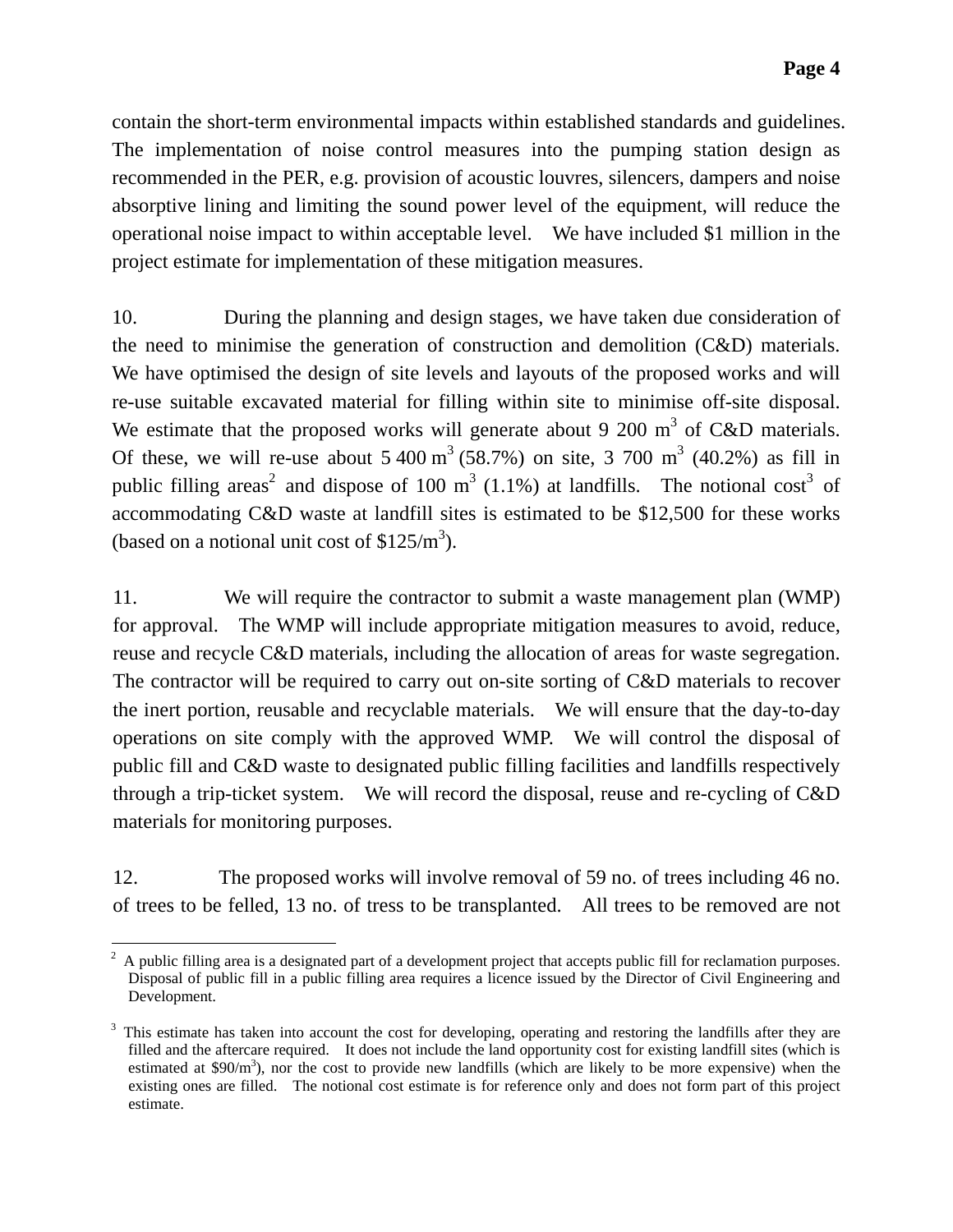contain the short-term environmental impacts within established standards and guidelines. The implementation of noise control measures into the pumping station design as recommended in the PER, e.g. provision of acoustic louvres, silencers, dampers and noise absorptive lining and limiting the sound power level of the equipment, will reduce the operational noise impact to within acceptable level. We have included $1 million in the project estimate for implementation of these mitigation measures.

10. During the planning and design stages, we have taken due consideration of the need to minimise the generation of construction and demolition (C&D) materials. We have optimised the design of site levels and layouts of the proposed works and will re-use suitable excavated material for filling within site to minimise off-site disposal. We estimate that the proposed works will generate about 9 200 $m^3$ of C&D materials. Of these, we will re-use about 5 400 $m^3$ (58.7%) on site, 3 700 $m^3$ (40.2%) as fill in public filling areas[2] and dispose of 100 $m^3$ (1.1%) at landfills. The notional cost[3] of accommodating C&D waste at landfill sites is estimated to be $12,500 for these works (based on a notional unit cost of $125/$m^3$).

11. We will require the contractor to submit a waste management plan (WMP) for approval. The WMP will include appropriate mitigation measures to avoid, reduce, reuse and recycle C&D materials, including the allocation of areas for waste segregation. The contractor will be required to carry out on-site sorting of C&D materials to recover the inert portion, reusable and recyclable materials. We will ensure that the day-to-day operations on site comply with the approved WMP. We will control the disposal of public fill and C&D waste to designated public filling facilities and landfills respectively through a trip-ticket system. We will record the disposal, reuse and re-cycling of C&D materials for monitoring purposes.

12. The proposed works will involve removal of 59 no. of trees including 46 no. of trees to be felled, 13 no. of tress to be transplanted. All trees to be removed are not

---

[2] A public filling area is a designated part of a development project that accepts public fill for reclamation purposes. Disposal of public fill in a public filling area requires a licence issued by the Director of Civil Engineering and Development.

[3] This estimate has taken into account the cost for developing, operating and restoring the landfills after they are filled and the aftercare required. It does not include the land opportunity cost for existing landfill sites (which is estimated at $90/$m^3$), nor the cost to provide new landfills (which are likely to be more expensive) when the existing ones are filled. The notional cost estimate is for reference only and does not form part of this project estimate.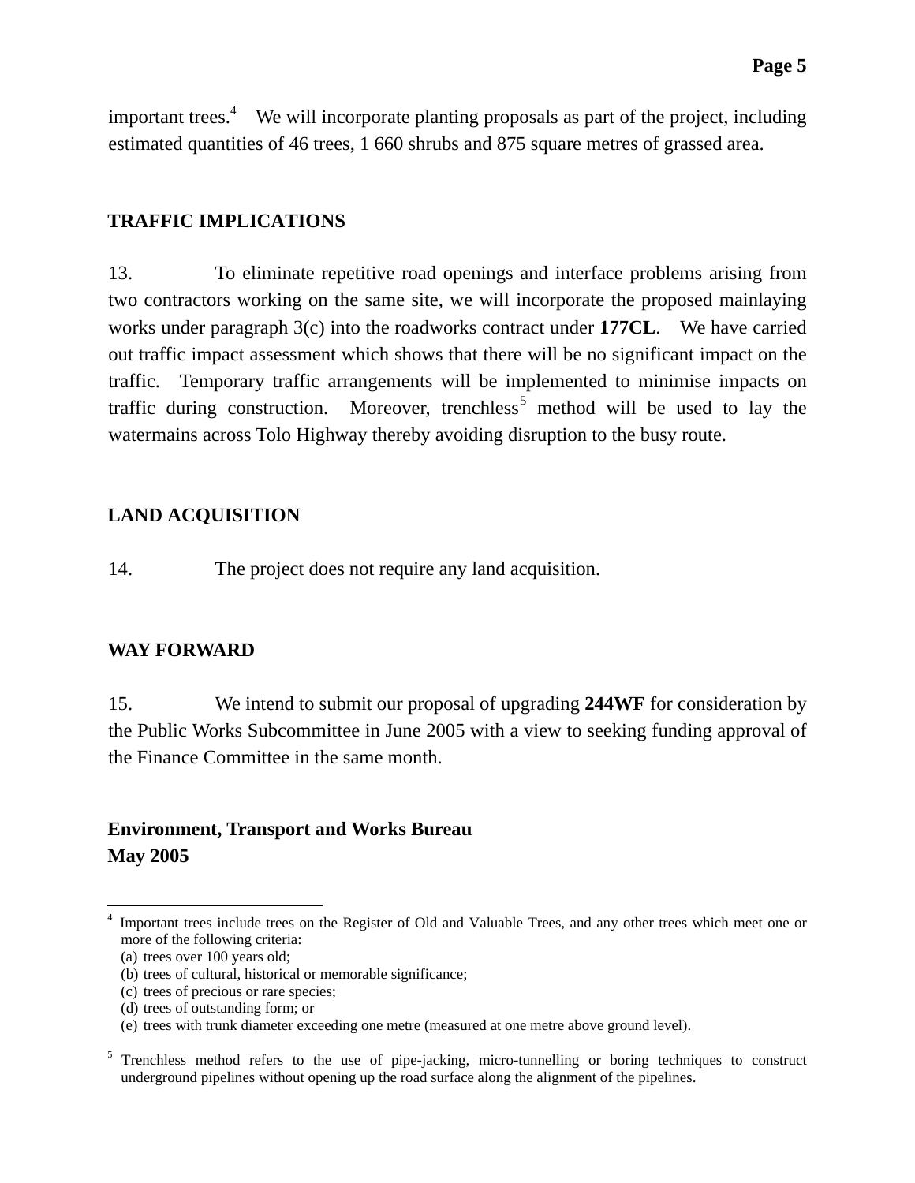important trees.[4] We will incorporate planting proposals as part of the project, including estimated quantities of 46 trees, 1 660 shrubs and 875 square metres of grassed area.

## TRAFFIC IMPLICATIONS

13. To eliminate repetitive road openings and interface problems arising from two contractors working on the same site, we will incorporate the proposed mainlaying works under paragraph 3(c) into the roadworks contract under **177CL**. We have carried out traffic impact assessment which shows that there will be no significant impact on the traffic. Temporary traffic arrangements will be implemented to minimise impacts on traffic during construction. Moreover, trenchless[5] method will be used to lay the watermains across Tolo Highway thereby avoiding disruption to the busy route.

## LAND ACQUISITION

14. The project does not require any land acquisition.

## WAY FORWARD

15. We intend to submit our proposal of upgrading **244WF** for consideration by the Public Works Subcommittee in June 2005 with a view to seeking funding approval of the Finance Committee in the same month.

**Environment, Transport and Works Bureau**
**May 2005**

---

[4] Important trees include trees on the Register of Old and Valuable Trees, and any other trees which meet one or more of the following criteria:
(a) trees over 100 years old;
(b) trees of cultural, historical or memorable significance;
(c) trees of precious or rare species;
(d) trees of outstanding form; or
(e) trees with trunk diameter exceeding one metre (measured at one metre above ground level).

[5] Trenchless method refers to the use of pipe-jacking, micro-tunnelling or boring techniques to construct underground pipelines without opening up the road surface along the alignment of the pipelines.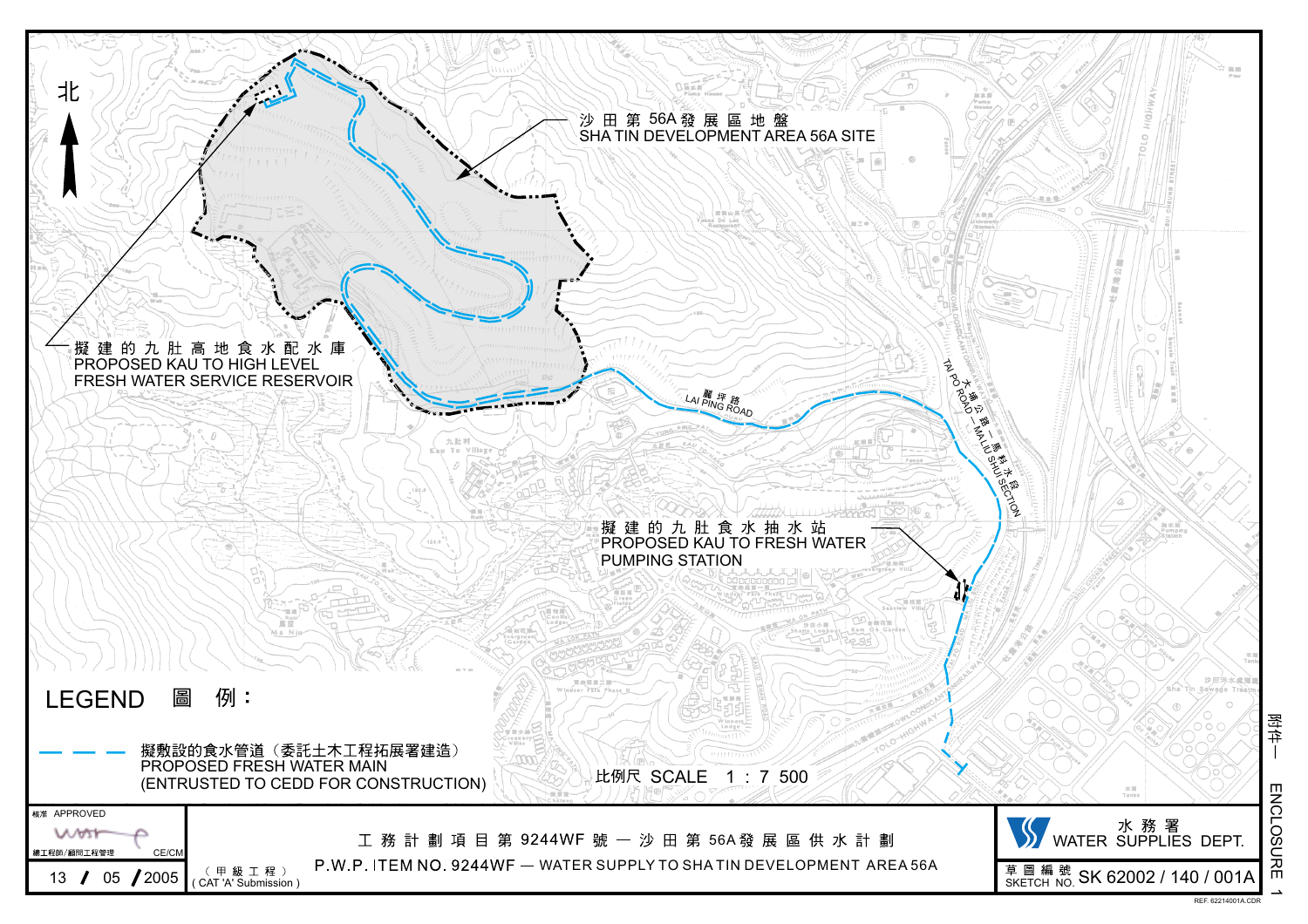附件一 ENCLOSURE 1

北

沙田第56A發展區地盤
SHA TIN DEVELOPMENT AREA 56A SITE

擬建的九肚高地食水配水庫
PROPOSED KAU TO HIGH LEVEL FRESH WATER SERVICE RESERVOIR

麗坪路
LAI PING ROAD

大埔公路－馬料水段
TAI PO ROAD – MA LIU SHUI SECTION

擬建的九肚食水抽水站
PROPOSED KAU TO FRESH WATER PUMPING STATION

LEGEND 圖例：

擬敷設的食水管道（委託土木工程拓展署建造）
PROPOSED FRESH WATER MAIN
(ENTRUSTED TO CEDD FOR CONSTRUCTION)

比例尺 SCALE 1 : 7 500

| 核准 APPROVED | 工務計劃項目第9244WF號 — 沙田第56A發展區供水計劃 | 水務署 WATER SUPPLIES DEPT. |
| --- | --- | --- |
| 總工程師/顧問工程管理 CE/CM | P.W.P. ITEM NO. 9244WF — WATER SUPPLY TO SHA TIN DEVELOPMENT AREA 56A | |
| 13 / 05 / 2005 | （甲級工程）( CAT 'A' Submission ) | 草圖編號 SKETCH NO. SK 62002 / 140 / 001A |

REF. 62214001A.CDR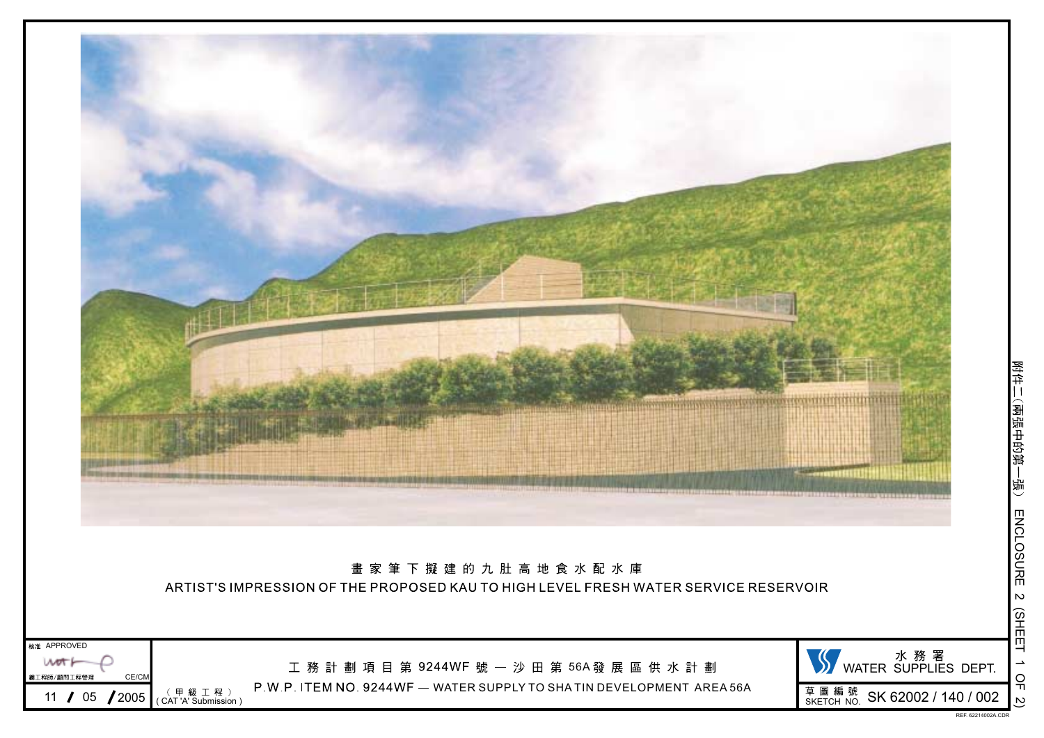附件二（兩張中的第一張） ENCLOSURE 2 (SHEET 1 OF 2)

畫家筆下擬建的九肚高地食水配水庫

ARTIST'S IMPRESSION OF THE PROPOSED KAU TO HIGH LEVEL FRESH WATER SERVICE RESERVOIR

| 核准 APPROVED<br>總工程師/顧問工程管理 CE/CM<br>11 / 05 / 2005 | 工務計劃項目第 9244WF 號 — 沙田第 56A 發展區供水計劃<br>P.W.P. ITEM NO. 9244WF — WATER SUPPLY TO SHA TIN DEVELOPMENT AREA 56A<br>（甲級工程）<br>( CAT 'A' Submission ) | 水務署 WATER SUPPLIES DEPT.<br>草圖編號 SKETCH NO. SK 62002 / 140 / 002 |
|---|---|---|

REF. 62214002A.CDR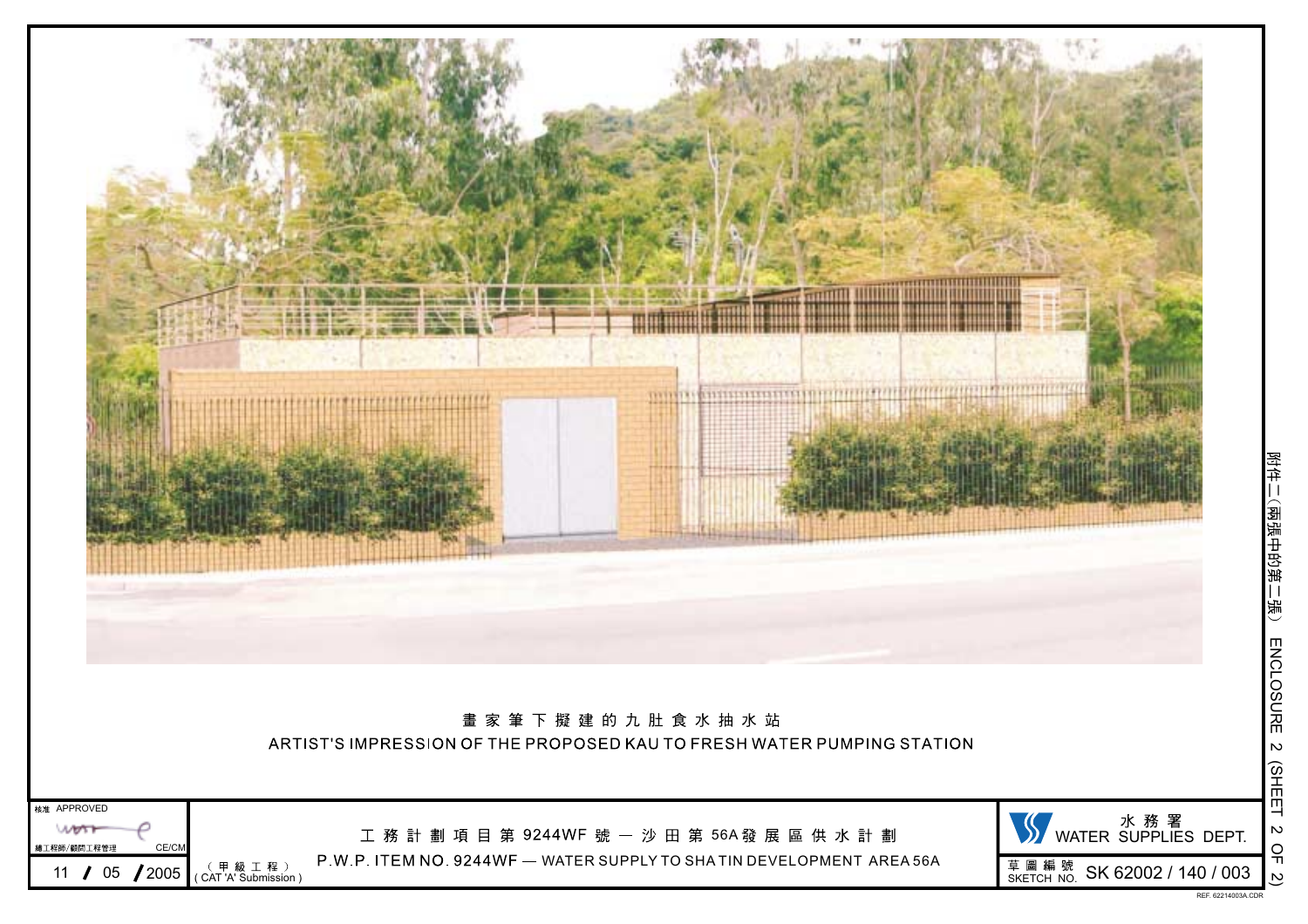附件二（兩張中的第二張） ENCLOSURE 2 (SHEET 2 OF 2)

畫家筆下擬建的九肚食水抽水站

ARTIST'S IMPRESSION OF THE PROPOSED KAU TO FRESH WATER PUMPING STATION

| | | |
|---|---|---|
| 核准 APPROVED<br>總工程師/顧問工程管理 CE/CM<br>11 / 05 / 2005 | 工務計劃項目第 9244WF 號 — 沙田第 56A 發展區供水計劃<br>（甲級工程）<br>( CAT 'A' Submission )<br>P.W.P. ITEM NO. 9244WF — WATER SUPPLY TO SHA TIN DEVELOPMENT AREA 56A | 水務署 WATER SUPPLIES DEPT.<br>草圖編號 SKETCH NO. SK 62002 / 140 / 003 |

REF. 62214003A.CDR